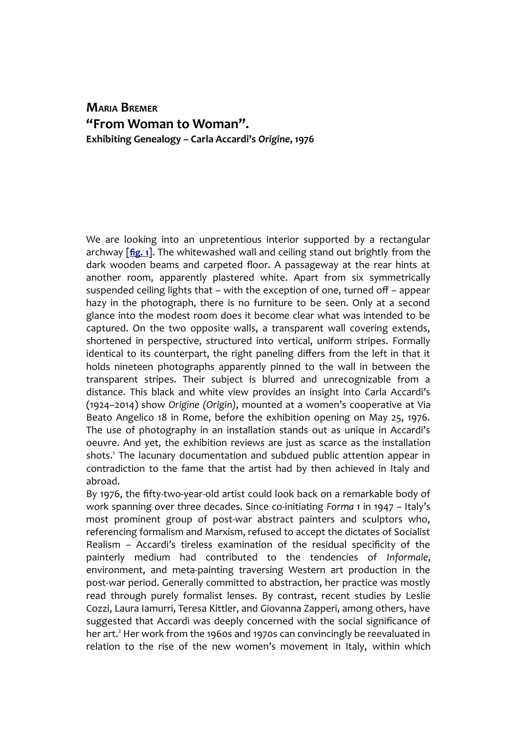## Maria Bremer
# "From Woman to Woman".
### Exhibiting Genealogy – Carla Accardi's *Origine*, 1976

We are looking into an unpretentious interior supported by a rectangular archway [**fig. 1**]. The whitewashed wall and ceiling stand out brightly from the dark wooden beams and carpeted floor. A passageway at the rear hints at another room, apparently plastered white. Apart from six symmetrically suspended ceiling lights that – with the exception of one, turned off – appear hazy in the photograph, there is no furniture to be seen. Only at a second glance into the modest room does it become clear what was intended to be captured. On the two opposite walls, a transparent wall covering extends, shortened in perspective, structured into vertical, uniform stripes. Formally identical to its counterpart, the right paneling differs from the left in that it holds nineteen photographs apparently pinned to the wall in between the transparent stripes. Their subject is blurred and unrecognizable from a distance. This black and white view provides an insight into Carla Accardi's (1924–2014) show *Origine (Origin)*, mounted at a women's cooperative at Via Beato Angelico 18 in Rome, before the exhibition opening on May 25, 1976. The use of photography in an installation stands out as unique in Accardi's oeuvre. And yet, the exhibition reviews are just as scarce as the installation shots.[1] The lacunary documentation and subdued public attention appear in contradiction to the fame that the artist had by then achieved in Italy and abroad.

By 1976, the fifty-two-year-old artist could look back on a remarkable body of work spanning over three decades. Since co-initiating *Forma 1* in 1947 – Italy's most prominent group of post-war abstract painters and sculptors who, referencing formalism and Marxism, refused to accept the dictates of Socialist Realism – Accardi's tireless examination of the residual specificity of the painterly medium had contributed to the tendencies of *Informale*, environment, and meta-painting traversing Western art production in the post-war period. Generally committed to abstraction, her practice was mostly read through purely formalist lenses. By contrast, recent studies by Leslie Cozzi, Laura Iamurri, Teresa Kittler, and Giovanna Zapperi, among others, have suggested that Accardi was deeply concerned with the social significance of her art.[2] Her work from the 1960s and 1970s can convincingly be reevaluated in relation to the rise of the new women's movement in Italy, within which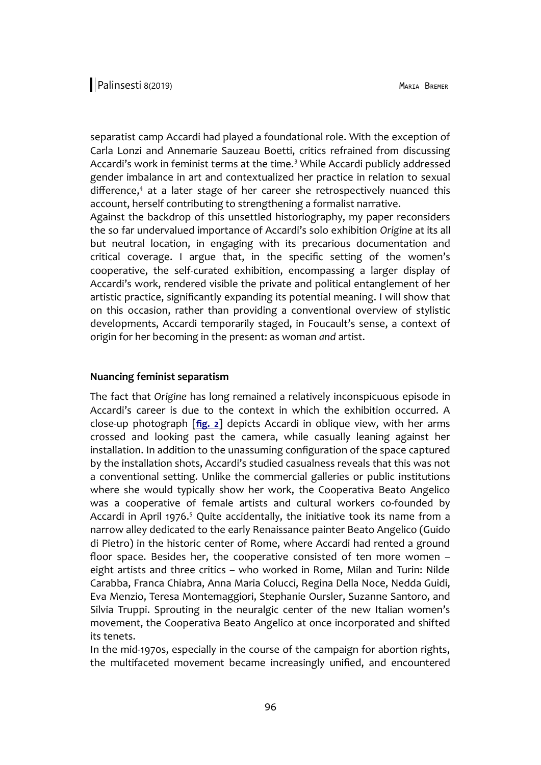separatist camp Accardi had played a foundational role. With the exception of Carla Lonzi and Annemarie Sauzeau Boetti, critics refrained from discussing Accardi's work in feminist terms at the time.[3] While Accardi publicly addressed gender imbalance in art and contextualized her practice in relation to sexual difference,[4] at a later stage of her career she retrospectively nuanced this account, herself contributing to strengthening a formalist narrative.

Against the backdrop of this unsettled historiography, my paper reconsiders the so far undervalued importance of Accardi's solo exhibition *Origine* at its all but neutral location, in engaging with its precarious documentation and critical coverage. I argue that, in the specific setting of the women's cooperative, the self-curated exhibition, encompassing a larger display of Accardi's work, rendered visible the private and political entanglement of her artistic practice, significantly expanding its potential meaning. I will show that on this occasion, rather than providing a conventional overview of stylistic developments, Accardi temporarily staged, in Foucault's sense, a context of origin for her becoming in the present: as woman *and* artist.

### Nuancing feminist separatism

The fact that *Origine* has long remained a relatively inconspicuous episode in Accardi's career is due to the context in which the exhibition occurred. A close-up photograph [**fig. 2**] depicts Accardi in oblique view, with her arms crossed and looking past the camera, while casually leaning against her installation. In addition to the unassuming configuration of the space captured by the installation shots, Accardi's studied casualness reveals that this was not a conventional setting. Unlike the commercial galleries or public institutions where she would typically show her work, the Cooperativa Beato Angelico was a cooperative of female artists and cultural workers co-founded by Accardi in April 1976.[5] Quite accidentally, the initiative took its name from a narrow alley dedicated to the early Renaissance painter Beato Angelico (Guido di Pietro) in the historic center of Rome, where Accardi had rented a ground floor space. Besides her, the cooperative consisted of ten more women – eight artists and three critics – who worked in Rome, Milan and Turin: Nilde Carabba, Franca Chiabra, Anna Maria Colucci, Regina Della Noce, Nedda Guidi, Eva Menzio, Teresa Montemaggiori, Stephanie Oursler, Suzanne Santoro, and Silvia Truppi. Sprouting in the neuralgic center of the new Italian women's movement, the Cooperativa Beato Angelico at once incorporated and shifted its tenets.

In the mid-1970s, especially in the course of the campaign for abortion rights, the multifaceted movement became increasingly unified, and encountered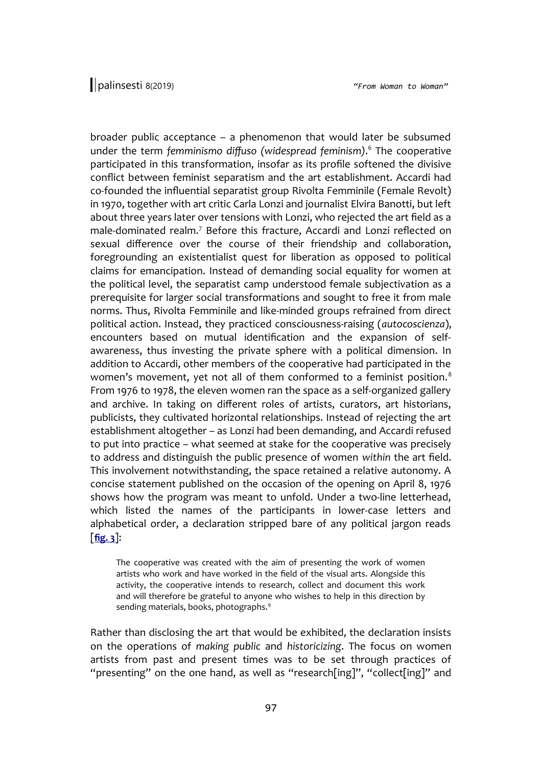broader public acceptance – a phenomenon that would later be subsumed under the term *femminismo diffuso (widespread feminism)*.[6] The cooperative participated in this transformation, insofar as its profile softened the divisive conflict between feminist separatism and the art establishment. Accardi had co-founded the influential separatist group Rivolta Femminile (Female Revolt) in 1970, together with art critic Carla Lonzi and journalist Elvira Banotti, but left about three years later over tensions with Lonzi, who rejected the art field as a male-dominated realm.[7] Before this fracture, Accardi and Lonzi reflected on sexual difference over the course of their friendship and collaboration, foregrounding an existentialist quest for liberation as opposed to political claims for emancipation. Instead of demanding social equality for women at the political level, the separatist camp understood female subjectivation as a prerequisite for larger social transformations and sought to free it from male norms. Thus, Rivolta Femminile and like-minded groups refrained from direct political action. Instead, they practiced consciousness-raising (*autocoscienza*), encounters based on mutual identification and the expansion of self-awareness, thus investing the private sphere with a political dimension. In addition to Accardi, other members of the cooperative had participated in the women's movement, yet not all of them conformed to a feminist position.[8] From 1976 to 1978, the eleven women ran the space as a self-organized gallery and archive. In taking on different roles of artists, curators, art historians, publicists, they cultivated horizontal relationships. Instead of rejecting the art establishment altogether – as Lonzi had been demanding, and Accardi refused to put into practice – what seemed at stake for the cooperative was precisely to address and distinguish the public presence of women *within* the art field. This involvement notwithstanding, the space retained a relative autonomy. A concise statement published on the occasion of the opening on April 8, 1976 shows how the program was meant to unfold. Under a two-line letterhead, which listed the names of the participants in lower-case letters and alphabetical order, a declaration stripped bare of any political jargon reads [**fig. 3**]:

> The cooperative was created with the aim of presenting the work of women artists who work and have worked in the field of the visual arts. Alongside this activity, the cooperative intends to research, collect and document this work and will therefore be grateful to anyone who wishes to help in this direction by sending materials, books, photographs.[9]

Rather than disclosing the art that would be exhibited, the declaration insists on the operations of *making public* and *historicizing*. The focus on women artists from past and present times was to be set through practices of "presenting" on the one hand, as well as "research[ing]", "collect[ing]" and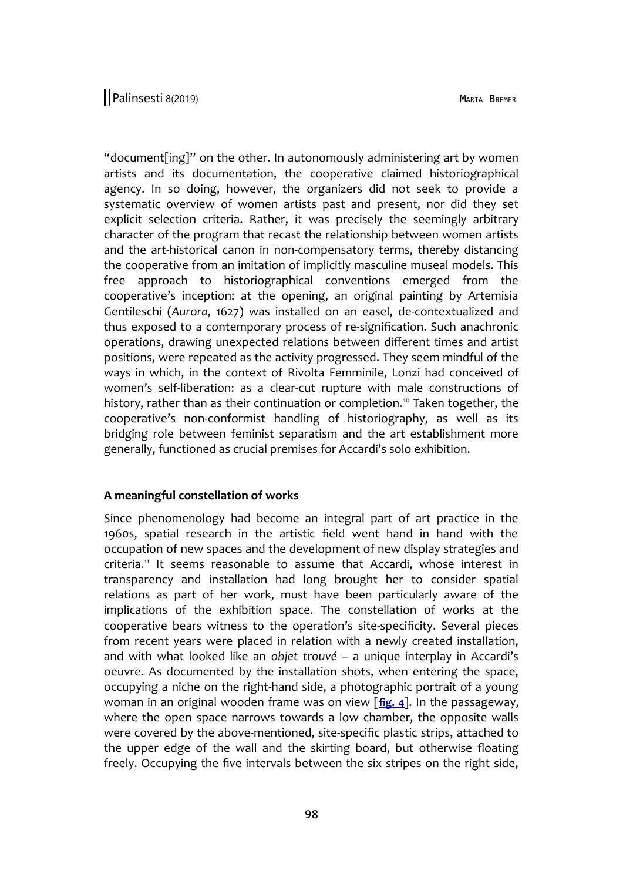"document[ing]" on the other. In autonomously administering art by women artists and its documentation, the cooperative claimed historiographical agency. In so doing, however, the organizers did not seek to provide a systematic overview of women artists past and present, nor did they set explicit selection criteria. Rather, it was precisely the seemingly arbitrary character of the program that recast the relationship between women artists and the art-historical canon in non-compensatory terms, thereby distancing the cooperative from an imitation of implicitly masculine museal models. This free approach to historiographical conventions emerged from the cooperative's inception: at the opening, an original painting by Artemisia Gentileschi (*Aurora*, 1627) was installed on an easel, de-contextualized and thus exposed to a contemporary process of re-signification. Such anachronic operations, drawing unexpected relations between different times and artist positions, were repeated as the activity progressed. They seem mindful of the ways in which, in the context of Rivolta Femminile, Lonzi had conceived of women's self-liberation: as a clear-cut rupture with male constructions of history, rather than as their continuation or completion.[10] Taken together, the cooperative's non-conformist handling of historiography, as well as its bridging role between feminist separatism and the art establishment more generally, functioned as crucial premises for Accardi's solo exhibition.

### A meaningful constellation of works

Since phenomenology had become an integral part of art practice in the 1960s, spatial research in the artistic field went hand in hand with the occupation of new spaces and the development of new display strategies and criteria.[11] It seems reasonable to assume that Accardi, whose interest in transparency and installation had long brought her to consider spatial relations as part of her work, must have been particularly aware of the implications of the exhibition space. The constellation of works at the cooperative bears witness to the operation's site-specificity. Several pieces from recent years were placed in relation with a newly created installation, and with what looked like an *objet trouvé* – a unique interplay in Accardi's oeuvre. As documented by the installation shots, when entering the space, occupying a niche on the right-hand side, a photographic portrait of a young woman in an original wooden frame was on view [**fig. 4**]. In the passageway, where the open space narrows towards a low chamber, the opposite walls were covered by the above-mentioned, site-specific plastic strips, attached to the upper edge of the wall and the skirting board, but otherwise floating freely. Occupying the five intervals between the six stripes on the right side,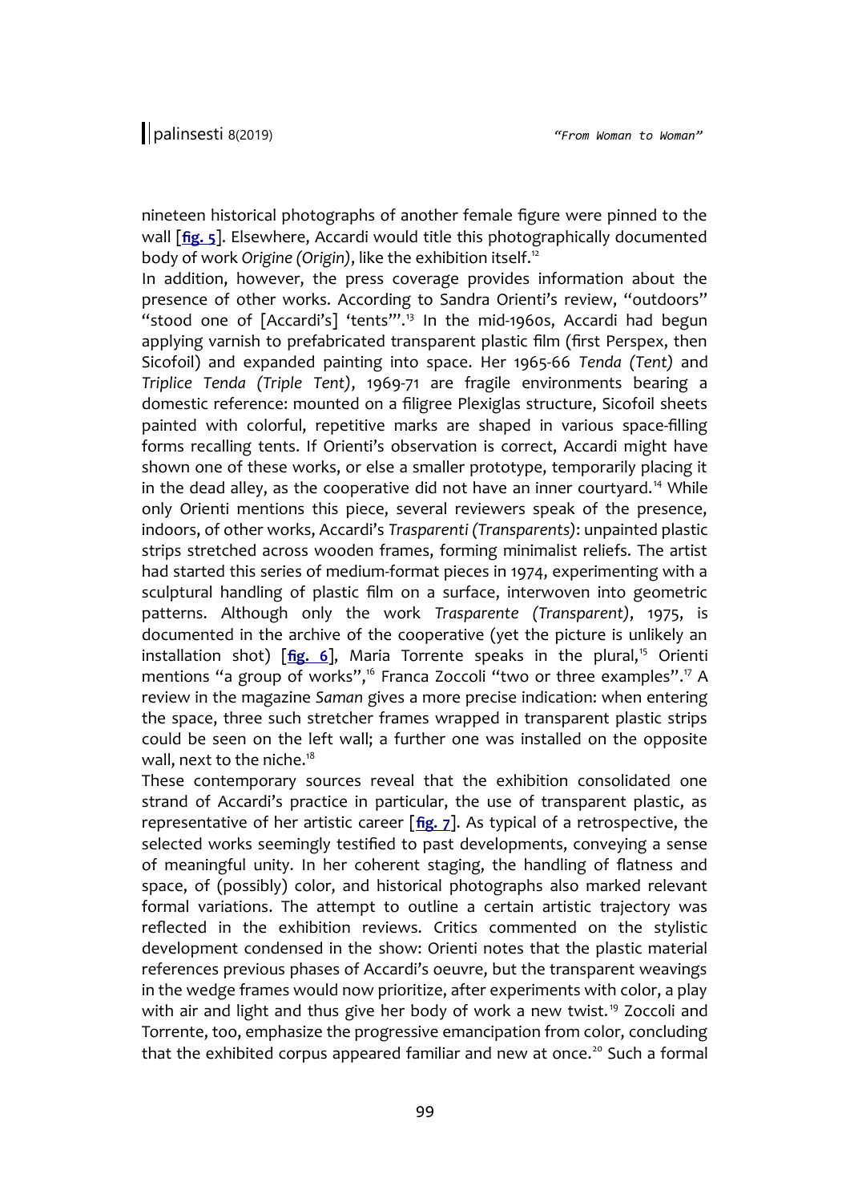nineteen historical photographs of another female figure were pinned to the wall [fig. 5]. Elsewhere, Accardi would title this photographically documented body of work *Origine (Origin)*, like the exhibition itself.[12]

In addition, however, the press coverage provides information about the presence of other works. According to Sandra Orienti's review, "outdoors" "stood one of [Accardi's] 'tents'".[13] In the mid-1960s, Accardi had begun applying varnish to prefabricated transparent plastic film (first Perspex, then Sicofoil) and expanded painting into space. Her 1965-66 *Tenda (Tent)* and *Triplice Tenda (Triple Tent)*, 1969-71 are fragile environments bearing a domestic reference: mounted on a filigree Plexiglas structure, Sicofoil sheets painted with colorful, repetitive marks are shaped in various space-filling forms recalling tents. If Orienti's observation is correct, Accardi might have shown one of these works, or else a smaller prototype, temporarily placing it in the dead alley, as the cooperative did not have an inner courtyard.[14] While only Orienti mentions this piece, several reviewers speak of the presence, indoors, of other works, Accardi's *Trasparenti (Transparents)*: unpainted plastic strips stretched across wooden frames, forming minimalist reliefs. The artist had started this series of medium-format pieces in 1974, experimenting with a sculptural handling of plastic film on a surface, interwoven into geometric patterns. Although only the work *Trasparente (Transparent)*, 1975, is documented in the archive of the cooperative (yet the picture is unlikely an installation shot) [fig. 6], Maria Torrente speaks in the plural,[15] Orienti mentions "a group of works",[16] Franca Zoccoli "two or three examples".[17] A review in the magazine *Saman* gives a more precise indication: when entering the space, three such stretcher frames wrapped in transparent plastic strips could be seen on the left wall; a further one was installed on the opposite wall, next to the niche.[18]

These contemporary sources reveal that the exhibition consolidated one strand of Accardi's practice in particular, the use of transparent plastic, as representative of her artistic career [fig. 7]. As typical of a retrospective, the selected works seemingly testified to past developments, conveying a sense of meaningful unity. In her coherent staging, the handling of flatness and space, of (possibly) color, and historical photographs also marked relevant formal variations. The attempt to outline a certain artistic trajectory was reflected in the exhibition reviews. Critics commented on the stylistic development condensed in the show: Orienti notes that the plastic material references previous phases of Accardi's oeuvre, but the transparent weavings in the wedge frames would now prioritize, after experiments with color, a play with air and light and thus give her body of work a new twist.[19] Zoccoli and Torrente, too, emphasize the progressive emancipation from color, concluding that the exhibited corpus appeared familiar and new at once.[20] Such a formal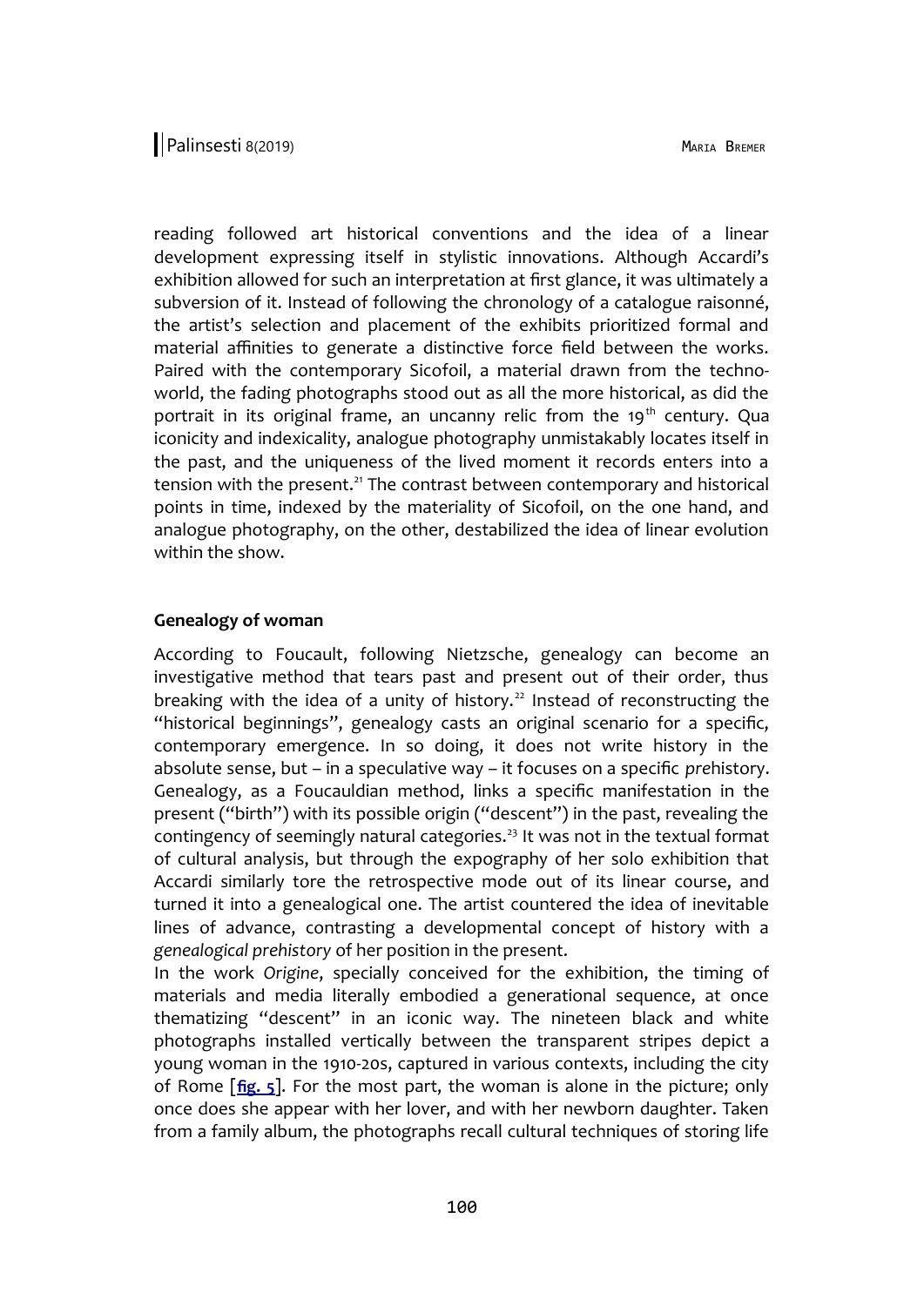reading followed art historical conventions and the idea of a linear development expressing itself in stylistic innovations. Although Accardi's exhibition allowed for such an interpretation at first glance, it was ultimately a subversion of it. Instead of following the chronology of a catalogue raisonné, the artist's selection and placement of the exhibits prioritized formal and material affinities to generate a distinctive force field between the works. Paired with the contemporary Sicofoil, a material drawn from the techno-world, the fading photographs stood out as all the more historical, as did the portrait in its original frame, an uncanny relic from the 19th century. Qua iconicity and indexicality, analogue photography unmistakably locates itself in the past, and the uniqueness of the lived moment it records enters into a tension with the present.[21] The contrast between contemporary and historical points in time, indexed by the materiality of Sicofoil, on the one hand, and analogue photography, on the other, destabilized the idea of linear evolution within the show.

**Genealogy of woman**

According to Foucault, following Nietzsche, genealogy can become an investigative method that tears past and present out of their order, thus breaking with the idea of a unity of history.[22] Instead of reconstructing the "historical beginnings", genealogy casts an original scenario for a specific, contemporary emergence. In so doing, it does not write history in the absolute sense, but – in a speculative way – it focuses on a specific *pre*history. Genealogy, as a Foucauldian method, links a specific manifestation in the present ("birth") with its possible origin ("descent") in the past, revealing the contingency of seemingly natural categories.[23] It was not in the textual format of cultural analysis, but through the expography of her solo exhibition that Accardi similarly tore the retrospective mode out of its linear course, and turned it into a genealogical one. The artist countered the idea of inevitable lines of advance, contrasting a developmental concept of history with a *genealogical prehistory* of her position in the present.

In the work *Origine*, specially conceived for the exhibition, the timing of materials and media literally embodied a generational sequence, at once thematizing "descent" in an iconic way. The nineteen black and white photographs installed vertically between the transparent stripes depict a young woman in the 1910-20s, captured in various contexts, including the city of Rome [**fig. 5**]. For the most part, the woman is alone in the picture; only once does she appear with her lover, and with her newborn daughter. Taken from a family album, the photographs recall cultural techniques of storing life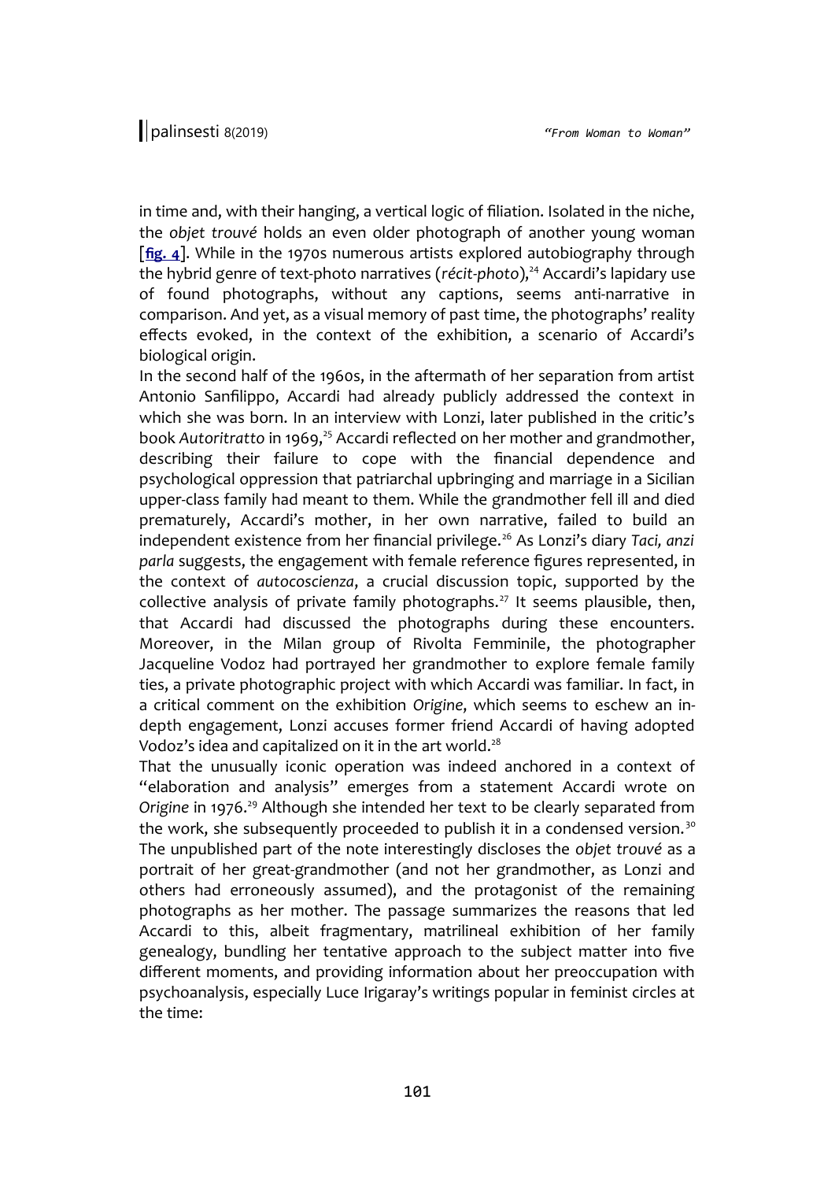in time and, with their hanging, a vertical logic of filiation. Isolated in the niche, the *objet trouvé* holds an even older photograph of another young woman [**fig. 4**]. While in the 1970s numerous artists explored autobiography through the hybrid genre of text-photo narratives (*récit-photo*),[24] Accardi's lapidary use of found photographs, without any captions, seems anti-narrative in comparison. And yet, as a visual memory of past time, the photographs' reality effects evoked, in the context of the exhibition, a scenario of Accardi's biological origin.

In the second half of the 1960s, in the aftermath of her separation from artist Antonio Sanfilippo, Accardi had already publicly addressed the context in which she was born. In an interview with Lonzi, later published in the critic's book *Autoritratto* in 1969,[25] Accardi reflected on her mother and grandmother, describing their failure to cope with the financial dependence and psychological oppression that patriarchal upbringing and marriage in a Sicilian upper-class family had meant to them. While the grandmother fell ill and died prematurely, Accardi's mother, in her own narrative, failed to build an independent existence from her financial privilege.[26] As Lonzi's diary *Taci, anzi parla* suggests, the engagement with female reference figures represented, in the context of *autocoscienza*, a crucial discussion topic, supported by the collective analysis of private family photographs.[27] It seems plausible, then, that Accardi had discussed the photographs during these encounters. Moreover, in the Milan group of Rivolta Femminile, the photographer Jacqueline Vodoz had portrayed her grandmother to explore female family ties, a private photographic project with which Accardi was familiar. In fact, in a critical comment on the exhibition *Origine*, which seems to eschew an in-depth engagement, Lonzi accuses former friend Accardi of having adopted Vodoz's idea and capitalized on it in the art world.[28]

That the unusually iconic operation was indeed anchored in a context of "elaboration and analysis" emerges from a statement Accardi wrote on *Origine* in 1976.[29] Although she intended her text to be clearly separated from the work, she subsequently proceeded to publish it in a condensed version.[30] The unpublished part of the note interestingly discloses the *objet trouvé* as a portrait of her great-grandmother (and not her grandmother, as Lonzi and others had erroneously assumed), and the protagonist of the remaining photographs as her mother. The passage summarizes the reasons that led Accardi to this, albeit fragmentary, matrilineal exhibition of her family genealogy, bundling her tentative approach to the subject matter into five different moments, and providing information about her preoccupation with psychoanalysis, especially Luce Irigaray's writings popular in feminist circles at the time: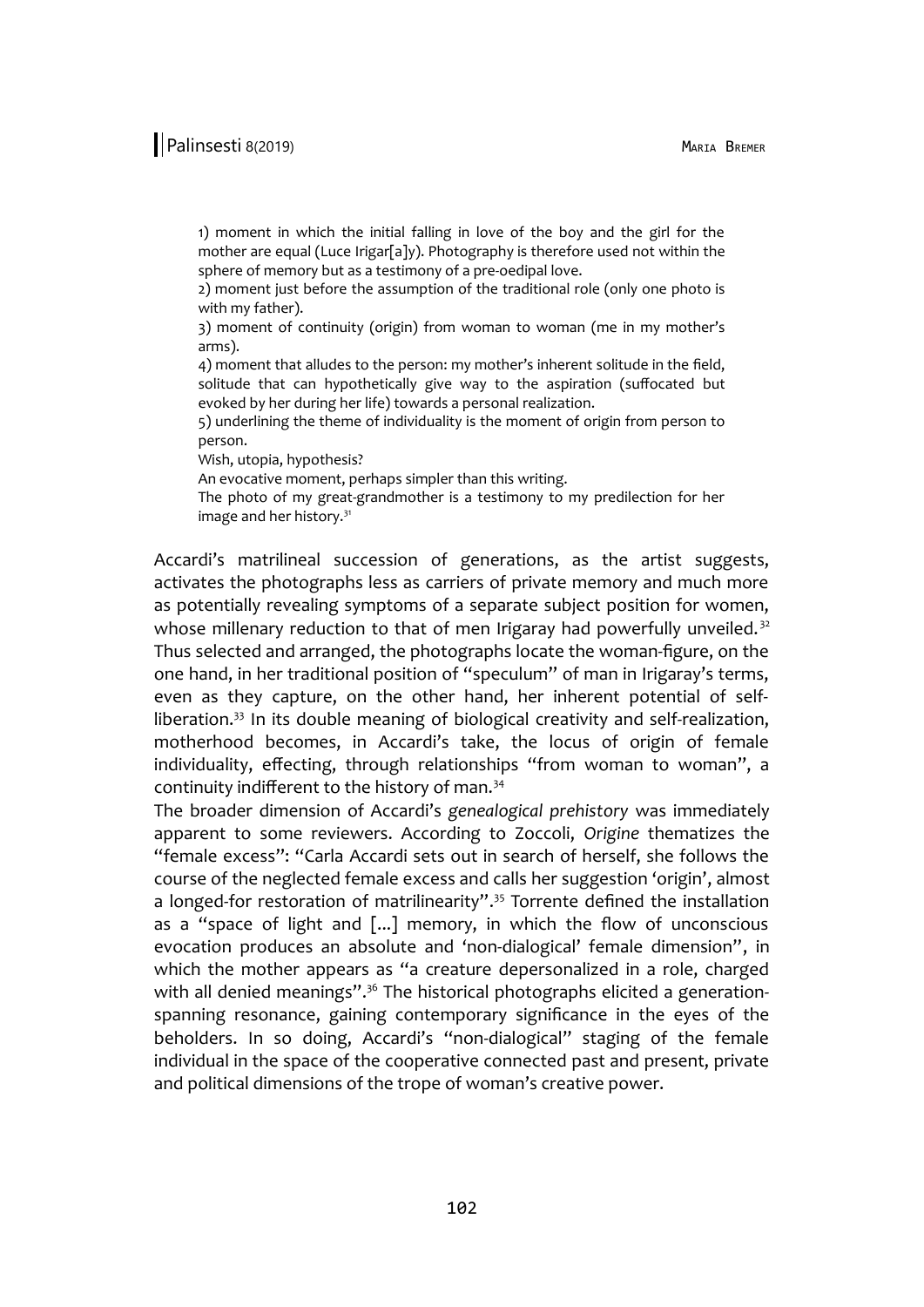1) moment in which the initial falling in love of the boy and the girl for the mother are equal (Luce Irigar[a]y). Photography is therefore used not within the sphere of memory but as a testimony of a pre-oedipal love.
2) moment just before the assumption of the traditional role (only one photo is with my father).
3) moment of continuity (origin) from woman to woman (me in my mother's arms).
4) moment that alludes to the person: my mother's inherent solitude in the field, solitude that can hypothetically give way to the aspiration (suffocated but evoked by her during her life) towards a personal realization.
5) underlining the theme of individuality is the moment of origin from person to person.
Wish, utopia, hypothesis?
An evocative moment, perhaps simpler than this writing.
The photo of my great-grandmother is a testimony to my predilection for her image and her history.[31]

Accardi's matrilineal succession of generations, as the artist suggests, activates the photographs less as carriers of private memory and much more as potentially revealing symptoms of a separate subject position for women, whose millenary reduction to that of men Irigaray had powerfully unveiled.[32] Thus selected and arranged, the photographs locate the woman-figure, on the one hand, in her traditional position of "speculum" of man in Irigaray's terms, even as they capture, on the other hand, her inherent potential of self-liberation.[33] In its double meaning of biological creativity and self-realization, motherhood becomes, in Accardi's take, the locus of origin of female individuality, effecting, through relationships "from woman to woman", a continuity indifferent to the history of man.[34]
The broader dimension of Accardi's *genealogical prehistory* was immediately apparent to some reviewers. According to Zoccoli, *Origine* thematizes the "female excess": "Carla Accardi sets out in search of herself, she follows the course of the neglected female excess and calls her suggestion 'origin', almost a longed-for restoration of matrilinearity".[35] Torrente defined the installation as a "space of light and [...] memory, in which the flow of unconscious evocation produces an absolute and 'non-dialogical' female dimension", in which the mother appears as "a creature depersonalized in a role, charged with all denied meanings".[36] The historical photographs elicited a generation-spanning resonance, gaining contemporary significance in the eyes of the beholders. In so doing, Accardi's "non-dialogical" staging of the female individual in the space of the cooperative connected past and present, private and political dimensions of the trope of woman's creative power.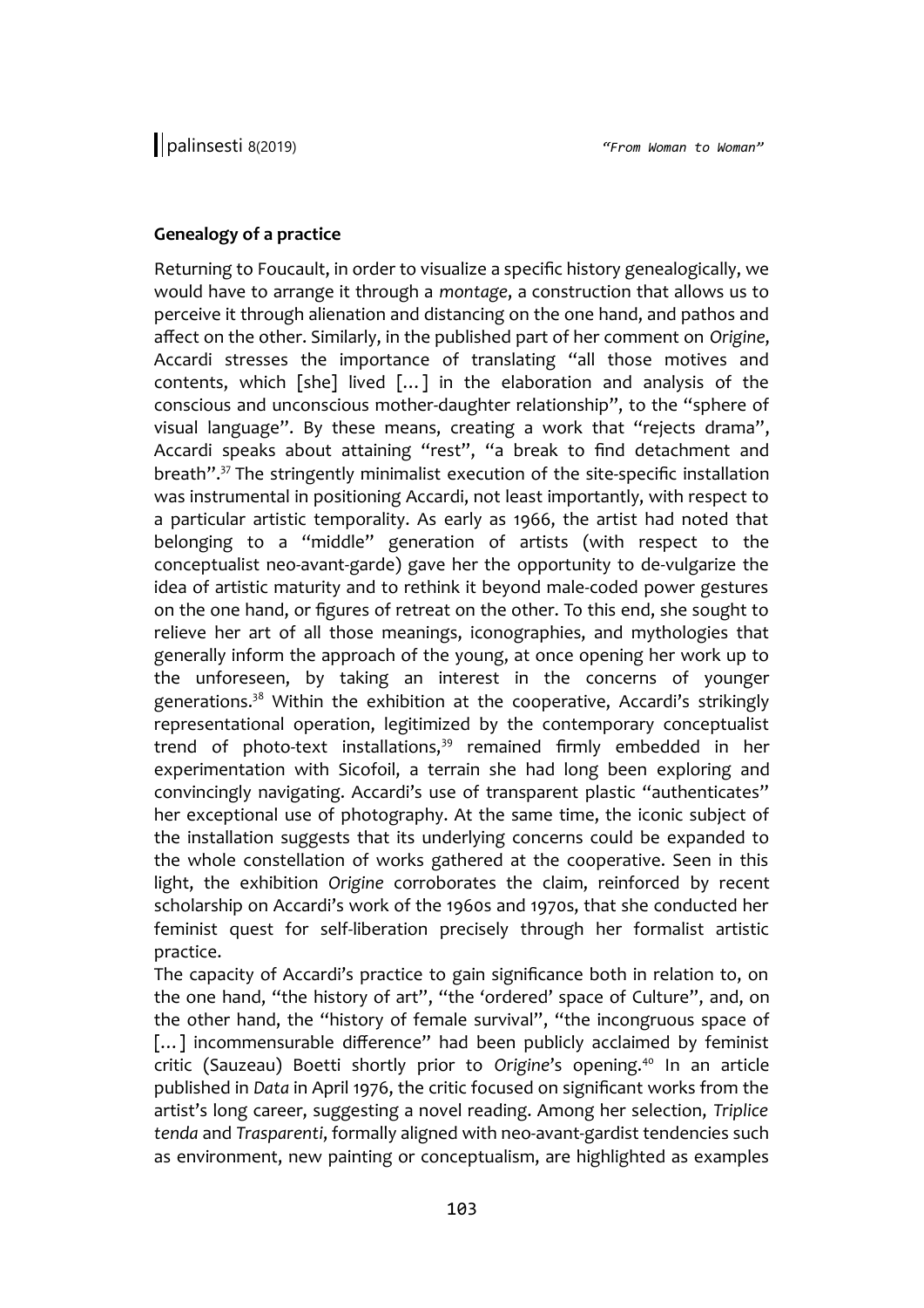**Genealogy of a practice**

Returning to Foucault, in order to visualize a specific history genealogically, we would have to arrange it through a *montage*, a construction that allows us to perceive it through alienation and distancing on the one hand, and pathos and affect on the other. Similarly, in the published part of her comment on *Origine*, Accardi stresses the importance of translating "all those motives and contents, which [she] lived […] in the elaboration and analysis of the conscious and unconscious mother-daughter relationship", to the "sphere of visual language". By these means, creating a work that "rejects drama", Accardi speaks about attaining "rest", "a break to find detachment and breath".[37] The stringently minimalist execution of the site-specific installation was instrumental in positioning Accardi, not least importantly, with respect to a particular artistic temporality. As early as 1966, the artist had noted that belonging to a "middle" generation of artists (with respect to the conceptualist neo-avant-garde) gave her the opportunity to de-vulgarize the idea of artistic maturity and to rethink it beyond male-coded power gestures on the one hand, or figures of retreat on the other. To this end, she sought to relieve her art of all those meanings, iconographies, and mythologies that generally inform the approach of the young, at once opening her work up to the unforeseen, by taking an interest in the concerns of younger generations.[38] Within the exhibition at the cooperative, Accardi's strikingly representational operation, legitimized by the contemporary conceptualist trend of photo-text installations,[39] remained firmly embedded in her experimentation with Sicofoil, a terrain she had long been exploring and convincingly navigating. Accardi's use of transparent plastic "authenticates" her exceptional use of photography. At the same time, the iconic subject of the installation suggests that its underlying concerns could be expanded to the whole constellation of works gathered at the cooperative. Seen in this light, the exhibition *Origine* corroborates the claim, reinforced by recent scholarship on Accardi's work of the 1960s and 1970s, that she conducted her feminist quest for self-liberation precisely through her formalist artistic practice.

The capacity of Accardi's practice to gain significance both in relation to, on the one hand, "the history of art", "the 'ordered' space of Culture", and, on the other hand, the "history of female survival", "the incongruous space of […] incommensurable difference" had been publicly acclaimed by feminist critic (Sauzeau) Boetti shortly prior to *Origine*'s opening.[40] In an article published in *Data* in April 1976, the critic focused on significant works from the artist's long career, suggesting a novel reading. Among her selection, *Triplice tenda* and *Trasparenti*, formally aligned with neo-avant-gardist tendencies such as environment, new painting or conceptualism, are highlighted as examples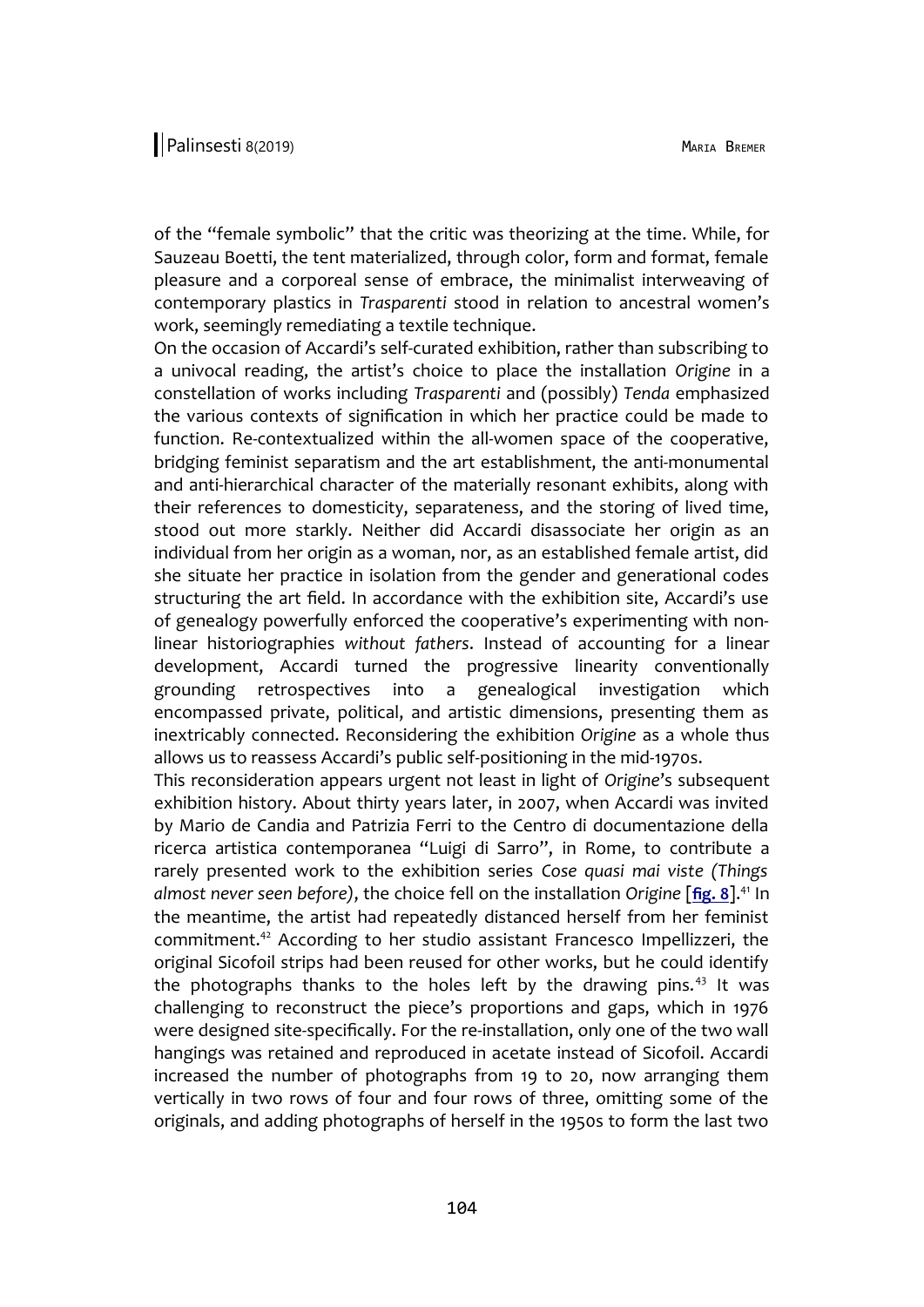of the "female symbolic" that the critic was theorizing at the time. While, for Sauzeau Boetti, the tent materialized, through color, form and format, female pleasure and a corporeal sense of embrace, the minimalist interweaving of contemporary plastics in *Trasparenti* stood in relation to ancestral women's work, seemingly remediating a textile technique.

On the occasion of Accardi's self-curated exhibition, rather than subscribing to a univocal reading, the artist's choice to place the installation *Origine* in a constellation of works including *Trasparenti* and (possibly) *Tenda* emphasized the various contexts of signification in which her practice could be made to function. Re-contextualized within the all-women space of the cooperative, bridging feminist separatism and the art establishment, the anti-monumental and anti-hierarchical character of the materially resonant exhibits, along with their references to domesticity, separateness, and the storing of lived time, stood out more starkly. Neither did Accardi disassociate her origin as an individual from her origin as a woman, nor, as an established female artist, did she situate her practice in isolation from the gender and generational codes structuring the art field. In accordance with the exhibition site, Accardi's use of genealogy powerfully enforced the cooperative's experimenting with non-linear historiographies *without fathers*. Instead of accounting for a linear development, Accardi turned the progressive linearity conventionally grounding retrospectives into a genealogical investigation which encompassed private, political, and artistic dimensions, presenting them as inextricably connected. Reconsidering the exhibition *Origine* as a whole thus allows us to reassess Accardi's public self-positioning in the mid-1970s.

This reconsideration appears urgent not least in light of *Origine*'s subsequent exhibition history. About thirty years later, in 2007, when Accardi was invited by Mario de Candia and Patrizia Ferri to the Centro di documentazione della ricerca artistica contemporanea "Luigi di Sarro", in Rome, to contribute a rarely presented work to the exhibition series *Cose quasi mai viste (Things almost never seen before)*, the choice fell on the installation *Origine* [**fig. 8**].[41] In the meantime, the artist had repeatedly distanced herself from her feminist commitment.[42] According to her studio assistant Francesco Impellizzeri, the original Sicofoil strips had been reused for other works, but he could identify the photographs thanks to the holes left by the drawing pins.[43] It was challenging to reconstruct the piece's proportions and gaps, which in 1976 were designed site-specifically. For the re-installation, only one of the two wall hangings was retained and reproduced in acetate instead of Sicofoil. Accardi increased the number of photographs from 19 to 20, now arranging them vertically in two rows of four and four rows of three, omitting some of the originals, and adding photographs of herself in the 1950s to form the last two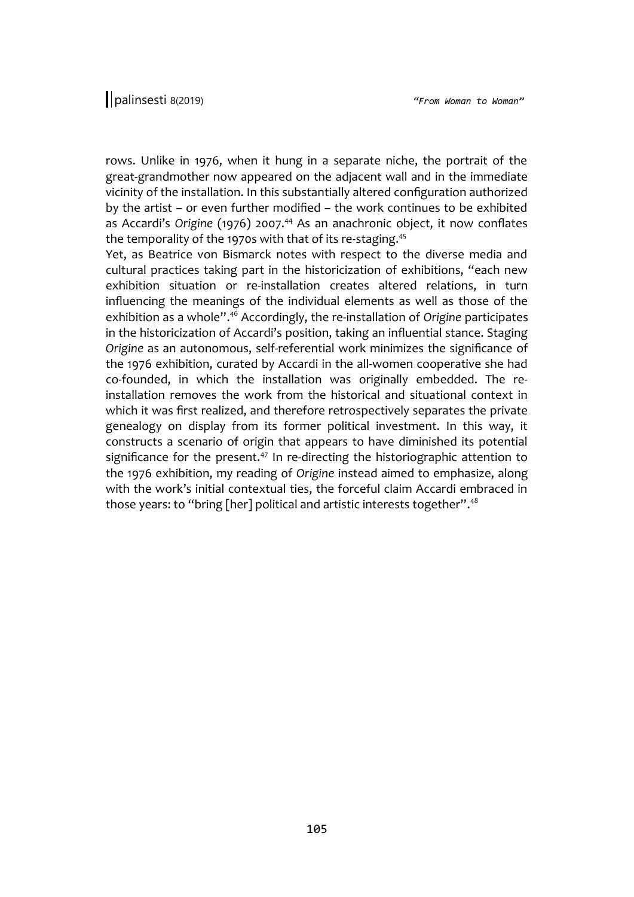rows. Unlike in 1976, when it hung in a separate niche, the portrait of the great-grandmother now appeared on the adjacent wall and in the immediate vicinity of the installation. In this substantially altered configuration authorized by the artist – or even further modified – the work continues to be exhibited as Accardi's *Origine* (1976) 2007.[44] As an anachronic object, it now conflates the temporality of the 1970s with that of its re-staging.[45]

Yet, as Beatrice von Bismarck notes with respect to the diverse media and cultural practices taking part in the historicization of exhibitions, "each new exhibition situation or re-installation creates altered relations, in turn influencing the meanings of the individual elements as well as those of the exhibition as a whole".[46] Accordingly, the re-installation of *Origine* participates in the historicization of Accardi's position, taking an influential stance. Staging *Origine* as an autonomous, self-referential work minimizes the significance of the 1976 exhibition, curated by Accardi in the all-women cooperative she had co-founded, in which the installation was originally embedded. The re-installation removes the work from the historical and situational context in which it was first realized, and therefore retrospectively separates the private genealogy on display from its former political investment. In this way, it constructs a scenario of origin that appears to have diminished its potential significance for the present.[47] In re-directing the historiographic attention to the 1976 exhibition, my reading of *Origine* instead aimed to emphasize, along with the work's initial contextual ties, the forceful claim Accardi embraced in those years: to "bring [her] political and artistic interests together".[48]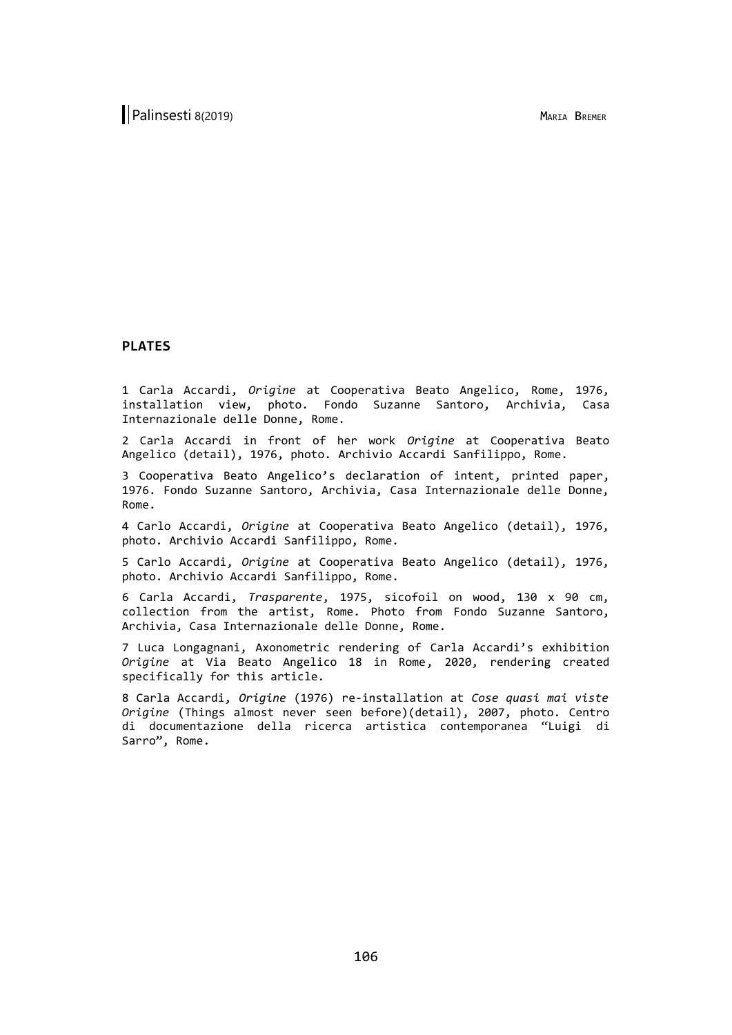## PLATES

1 Carla Accardi, *Origine* at Cooperativa Beato Angelico, Rome, 1976, installation view, photo. Fondo Suzanne Santoro, Archivia, Casa Internazionale delle Donne, Rome.

2 Carla Accardi in front of her work *Origine* at Cooperativa Beato Angelico (detail), 1976, photo. Archivio Accardi Sanfilippo, Rome.

3 Cooperativa Beato Angelico's declaration of intent, printed paper, 1976. Fondo Suzanne Santoro, Archivia, Casa Internazionale delle Donne, Rome.

4 Carlo Accardi, *Origine* at Cooperativa Beato Angelico (detail), 1976, photo. Archivio Accardi Sanfilippo, Rome.

5 Carlo Accardi, *Origine* at Cooperativa Beato Angelico (detail), 1976, photo. Archivio Accardi Sanfilippo, Rome.

6 Carla Accardi, *Trasparente*, 1975, sicofoil on wood, 130 x 90 cm, collection from the artist, Rome. Photo from Fondo Suzanne Santoro, Archivia, Casa Internazionale delle Donne, Rome.

7 Luca Longagnani, Axonometric rendering of Carla Accardi's exhibition *Origine* at Via Beato Angelico 18 in Rome, 2020, rendering created specifically for this article.

8 Carla Accardi, *Origine* (1976) re-installation at *Cose quasi mai viste Origine* (Things almost never seen before)(detail), 2007, photo. Centro di documentazione della ricerca artistica contemporanea "Luigi di Sarro", Rome.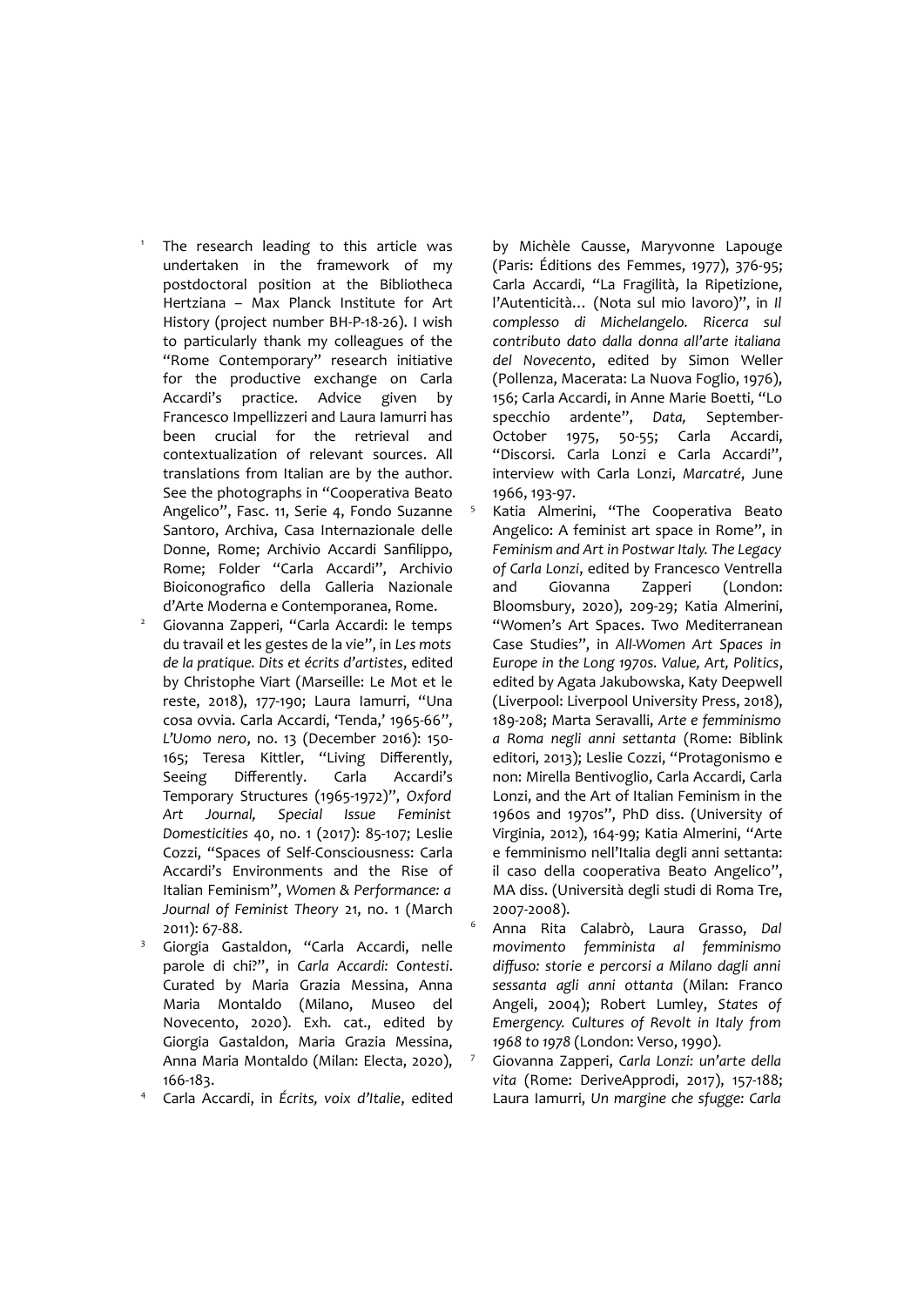[1] The research leading to this article was undertaken in the framework of my postdoctoral position at the Bibliotheca Hertziana – Max Planck Institute for Art History (project number BH-P-18-26). I wish to particularly thank my colleagues of the "Rome Contemporary" research initiative for the productive exchange on Carla Accardi's practice. Advice given by Francesco Impellizzeri and Laura Iamurri has been crucial for the retrieval and contextualization of relevant sources. All translations from Italian are by the author. See the photographs in "Cooperativa Beato Angelico", Fasc. 11, Serie 4, Fondo Suzanne Santoro, Archiva, Casa Internazionale delle Donne, Rome; Archivio Accardi Sanfilippo, Rome; Folder "Carla Accardi", Archivio Bioiconografico della Galleria Nazionale d'Arte Moderna e Contemporanea, Rome.

[2] Giovanna Zapperi, "Carla Accardi: le temps du travail et les gestes de la vie", in *Les mots de la pratique. Dits et écrits d'artistes*, edited by Christophe Viart (Marseille: Le Mot et le reste, 2018), 177-190; Laura Iamurri, "Una cosa ovvia. Carla Accardi, 'Tenda,' 1965-66", *L'Uomo nero*, no. 13 (December 2016): 150-165; Teresa Kittler, "Living Differently, Seeing Differently. Carla Accardi's Temporary Structures (1965-1972)", *Oxford Art Journal, Special Issue Feminist Domesticities* 40, no. 1 (2017): 85-107; Leslie Cozzi, "Spaces of Self-Consciousness: Carla Accardi's Environments and the Rise of Italian Feminism", *Women & Performance: a Journal of Feminist Theory* 21, no. 1 (March 2011): 67-88.

[3] Giorgia Gastaldon, "Carla Accardi, nelle parole di chi?", in *Carla Accardi: Contesti*. Curated by Maria Grazia Messina, Anna Maria Montaldo (Milano, Museo del Novecento, 2020). Exh. cat., edited by Giorgia Gastaldon, Maria Grazia Messina, Anna Maria Montaldo (Milan: Electa, 2020), 166-183.

[4] Carla Accardi, in *Écrits, voix d'Italie*, edited by Michèle Causse, Maryvonne Lapouge (Paris: Éditions des Femmes, 1977), 376-95; Carla Accardi, "La Fragilità, la Ripetizione, l'Autenticità… (Nota sul mio lavoro)", in *Il complesso di Michelangelo. Ricerca sul contributo dato dalla donna all'arte italiana del Novecento*, edited by Simon Weller (Pollenza, Macerata: La Nuova Foglio, 1976), 156; Carla Accardi, in Anne Marie Boetti, "Lo specchio ardente", *Data,* September-October 1975, 50-55; Carla Accardi, "Discorsi. Carla Lonzi e Carla Accardi", interview with Carla Lonzi, *Marcatré*, June 1966, 193-97.

[5] Katia Almerini, "The Cooperativa Beato Angelico: A feminist art space in Rome", in *Feminism and Art in Postwar Italy. The Legacy of Carla Lonzi*, edited by Francesco Ventrella and Giovanna Zapperi (London: Bloomsbury, 2020), 209-29; Katia Almerini, "Women's Art Spaces. Two Mediterranean Case Studies", in *All-Women Art Spaces in Europe in the Long 1970s. Value, Art, Politics*, edited by Agata Jakubowska, Katy Deepwell (Liverpool: Liverpool University Press, 2018), 189-208; Marta Seravalli, *Arte e femminismo a Roma negli anni settanta* (Rome: Biblink editori, 2013); Leslie Cozzi, "Protagonismo e non: Mirella Bentivoglio, Carla Accardi, Carla Lonzi, and the Art of Italian Feminism in the 1960s and 1970s", PhD diss. (University of Virginia, 2012), 164-99; Katia Almerini, "Arte e femminismo nell'Italia degli anni settanta: il caso della cooperativa Beato Angelico", MA diss. (Università degli studi di Roma Tre, 2007-2008).

[6] Anna Rita Calabrò, Laura Grasso, *Dal movimento femminista al femminismo diffuso: storie e percorsi a Milano dagli anni sessanta agli anni ottanta* (Milan: Franco Angeli, 2004); Robert Lumley, *States of Emergency. Cultures of Revolt in Italy from 1968 to 1978* (London: Verso, 1990).

[7] Giovanna Zapperi, *Carla Lonzi: un'arte della vita* (Rome: DeriveApprodi, 2017), 157-188; Laura Iamurri, *Un margine che sfugge: Carla*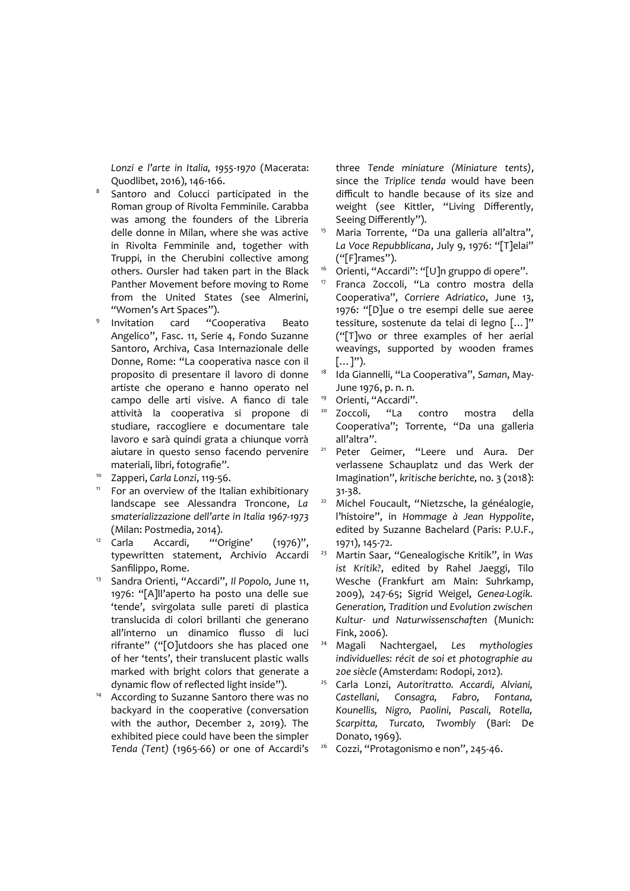*Lonzi e l'arte in Italia, 1955-1970* (Macerata: Quodlibet, 2016), 146-166.

8. Santoro and Colucci participated in the Roman group of Rivolta Femminile. Carabba was among the founders of the Libreria delle donne in Milan, where she was active in Rivolta Femminile and, together with Truppi, in the Cherubini collective among others. Oursler had taken part in the Black Panther Movement before moving to Rome from the United States (see Almerini, "Women's Art Spaces").

9. Invitation card "Cooperativa Beato Angelico", Fasc. 11, Serie 4, Fondo Suzanne Santoro, Archiva, Casa Internazionale delle Donne, Rome: "La cooperativa nasce con il proposito di presentare il lavoro di donne artiste che operano e hanno operato nel campo delle arti visive. A fianco di tale attività la cooperativa si propone di studiare, raccogliere e documentare tale lavoro e sarà quindi grata a chiunque vorrà aiutare in questo senso facendo pervenire materiali, libri, fotografie".

10. Zapperi, *Carla Lonzi*, 119-56.

11. For an overview of the Italian exhibitionary landscape see Alessandra Troncone, *La smaterializzazione dell'arte in Italia 1967-1973* (Milan: Postmedia, 2014).

12. Carla Accardi, "'Origine' (1976)", typewritten statement, Archivio Accardi Sanfilippo, Rome.

13. Sandra Orienti, "Accardi", *Il Popolo,* June 11, 1976: "[A]ll'aperto ha posto una delle sue 'tende', svirgolata sulle pareti di plastica translucida di colori brillanti che generano all'interno un dinamico flusso di luci rifrante" ("[O]utdoors she has placed one of her 'tents', their translucent plastic walls marked with bright colors that generate a dynamic flow of reflected light inside").

14. According to Suzanne Santoro there was no backyard in the cooperative (conversation with the author, December 2, 2019). The exhibited piece could have been the simpler *Tenda (Tent)* (1965-66) or one of Accardi's three *Tende miniature (Miniature tents)*, since the *Triplice tenda* would have been difficult to handle because of its size and weight (see Kittler, "Living Differently, Seeing Differently").

15. Maria Torrente, "Da una galleria all'altra", *La Voce Repubblicana*, July 9, 1976: "[T]elai" ("[F]rames").

16. Orienti, "Accardi": "[U]n gruppo di opere".

17. Franca Zoccoli, "La contro mostra della Cooperativa", *Corriere Adriatico*, June 13, 1976: "[D]ue o tre esempi delle sue aeree tessiture, sostenute da telai di legno [...]" ("[T]wo or three examples of her aerial weavings, supported by wooden frames [...]").

18. Ida Giannelli, "La Cooperativa", *Saman*, May-June 1976, p. n. n.

19. Orienti, "Accardi".

20. Zoccoli, "La contro mostra della Cooperativa"; Torrente, "Da una galleria all'altra".

21. Peter Geimer, "Leere und Aura. Der verlassene Schauplatz und das Werk der Imagination", *kritische berichte,* no. 3 (2018): 31-38.

22. Michel Foucault, "Nietzsche, la généalogie, l'histoire", in *Hommage à Jean Hyppolite*, edited by Suzanne Bachelard (Paris: P.U.F., 1971), 145-72.

23. Martin Saar, "Genealogische Kritik", in *Was ist Kritik?*, edited by Rahel Jaeggi, Tilo Wesche (Frankfurt am Main: Suhrkamp, 2009), 247-65; Sigrid Weigel, *Genea-Logik. Generation, Tradition und Evolution zwischen Kultur- und Naturwissenschaften* (Munich: Fink, 2006).

24. Magali Nachtergael, *Les mythologies individuelles: récit de soi et photographie au 20e siècle* (Amsterdam: Rodopi, 2012).

25. Carla Lonzi, *Autoritratto. Accardi, Alviani, Castellani, Consagra, Fabro, Fontana, Kounellis, Nigro, Paolini, Pascali, Rotella, Scarpitta, Turcato, Twombly* (Bari: De Donato, 1969).

26. Cozzi, "Protagonismo e non", 245-46.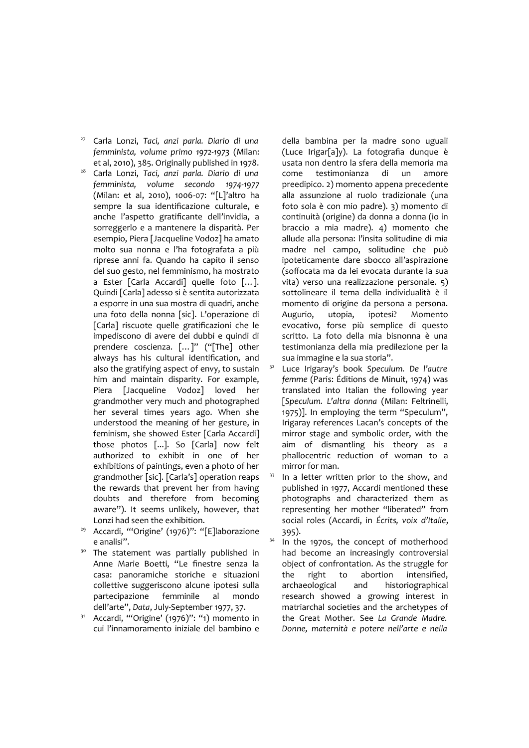27 Carla Lonzi, *Taci, anzi parla. Diario di una femminista, volume primo 1972-1973* (Milan: et al, 2010), 385. Originally published in 1978.

28 Carla Lonzi, *Taci, anzi parla. Diario di una femminista, volume secondo 1974-1977* (Milan: et al, 2010), 1006-07: "[L]'altro ha sempre la sua identificazione culturale, e anche l'aspetto gratificante dell'invidia, a sorreggerlo e a mantenere la disparità. Per esempio, Piera [Jacqueline Vodoz] ha amato molto sua nonna e l'ha fotografata a più riprese anni fa. Quando ha capito il senso del suo gesto, nel femminismo, ha mostrato a Ester [Carla Accardi] quelle foto […]. Quindi [Carla] adesso si è sentita autorizzata a esporre in una sua mostra di quadri, anche una foto della nonna [sic]. L'operazione di [Carla] riscuote quelle gratificazioni che le impediscono di avere dei dubbi e quindi di prendere coscienza. […]" ("[The] other always has his cultural identification, and also the gratifying aspect of envy, to sustain him and maintain disparity. For example, Piera [Jacqueline Vodoz] loved her grandmother very much and photographed her several times years ago. When she understood the meaning of her gesture, in feminism, she showed Ester [Carla Accardi] those photos [...]. So [Carla] now felt authorized to exhibit in one of her exhibitions of paintings, even a photo of her grandmother [sic]. [Carla's] operation reaps the rewards that prevent her from having doubts and therefore from becoming aware"). It seems unlikely, however, that Lonzi had seen the exhibition.

29 Accardi, "'Origine' (1976)": "[E]laborazione e analisi".

30 The statement was partially published in Anne Marie Boetti, "Le finestre senza la casa: panoramiche storiche e situazioni collettive suggeriscono alcune ipotesi sulla partecipazione femminile al mondo dell'arte", *Data*, July-September 1977, 37.

31 Accardi, "'Origine' (1976)": "1) momento in cui l'innamoramento iniziale del bambino e della bambina per la madre sono uguali (Luce Irigar[a]y). La fotografia dunque è usata non dentro la sfera della memoria ma come testimonianza di un amore preedipico. 2) momento appena precedente alla assunzione al ruolo tradizionale (una foto sola è con mio padre). 3) momento di continuità (origine) da donna a donna (io in braccio a mia madre). 4) momento che allude alla persona: l'insita solitudine di mia madre nel campo, solitudine che può ipoteticamente dare sbocco all'aspirazione (soffocata ma da lei evocata durante la sua vita) verso una realizzazione personale. 5) sottolineare il tema della individualità è il momento di origine da persona a persona. Augurio, utopia, ipotesi? Momento evocativo, forse più semplice di questo scritto. La foto della mia bisnonna è una testimonianza della mia predilezione per la sua immagine e la sua storia".

32 Luce Irigaray's book *Speculum. De l'autre femme* (Paris: Éditions de Minuit, 1974) was translated into Italian the following year [*Speculum. L'altra donna* (Milan: Feltrinelli, 1975)]. In employing the term "Speculum", Irigaray references Lacan's concepts of the mirror stage and symbolic order, with the aim of dismantling his theory as a phallocentric reduction of woman to a mirror for man.

33 In a letter written prior to the show, and published in 1977, Accardi mentioned these photographs and characterized them as representing her mother "liberated" from social roles (Accardi, in *Écrits, voix d'Italie*, 395).

34 In the 1970s, the concept of motherhood had become an increasingly controversial object of confrontation. As the struggle for the right to abortion intensified, archaeological and historiographical research showed a growing interest in matriarchal societies and the archetypes of the Great Mother. See *La Grande Madre. Donne, maternità e potere nell'arte e nella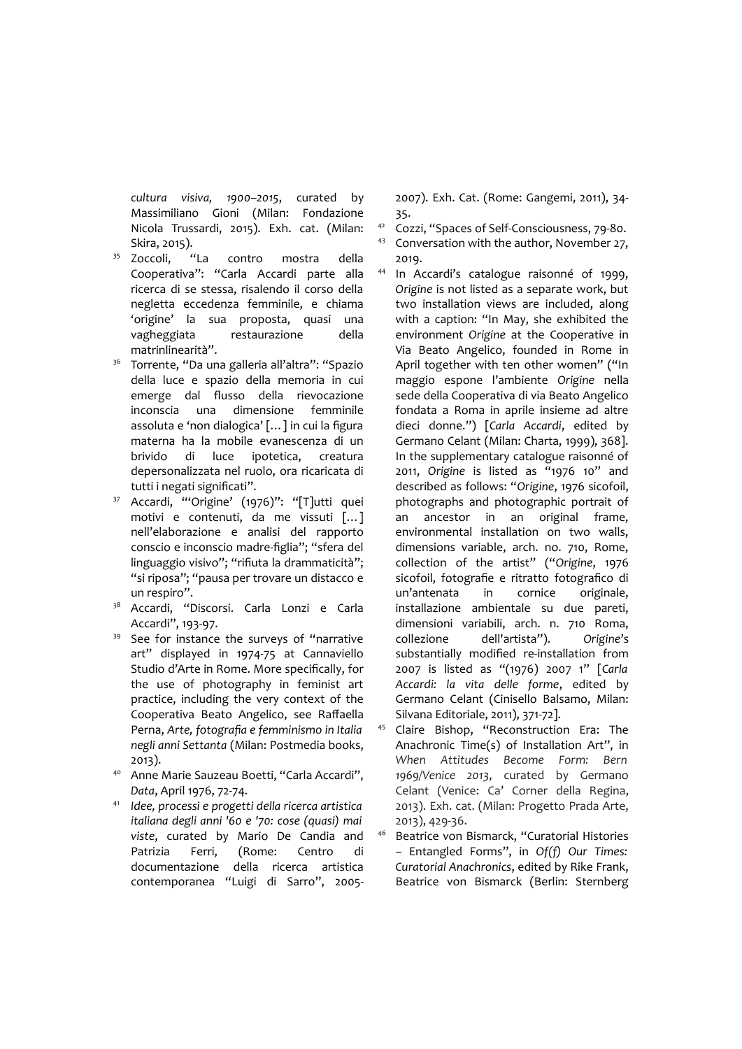*cultura visiva, 1900–2015*, curated by Massimiliano Gioni (Milan: Fondazione Nicola Trussardi, 2015). Exh. cat. (Milan: Skira, 2015).

35 Zoccoli, "La contro mostra della Cooperativa": "Carla Accardi parte alla ricerca di se stessa, risalendo il corso della negletta eccedenza femminile, e chiama 'origine' la sua proposta, quasi una vagheggiata restaurazione della matrinlinearità".

36 Torrente, "Da una galleria all'altra": "Spazio della luce e spazio della memoria in cui emerge dal flusso della rievocazione inconscia una dimensione femminile assoluta e 'non dialogica' […] in cui la figura materna ha la mobile evanescenza di un brivido di luce ipotetica, creatura depersonalizzata nel ruolo, ora ricaricata di tutti i negati significati".

37 Accardi, "'Origine' (1976)": "[T]utti quei motivi e contenuti, da me vissuti […] nell'elaborazione e analisi del rapporto conscio e inconscio madre-figlia"; "sfera del linguaggio visivo"; "rifiuta la drammaticità"; "si riposa"; "pausa per trovare un distacco e un respiro".

38 Accardi, "Discorsi. Carla Lonzi e Carla Accardi", 193-97.

39 See for instance the surveys of "narrative art" displayed in 1974-75 at Cannaviello Studio d'Arte in Rome. More specifically, for the use of photography in feminist art practice, including the very context of the Cooperativa Beato Angelico, see Raffaella Perna, *Arte, fotografia e femminismo in Italia negli anni Settanta* (Milan: Postmedia books, 2013).

40 Anne Marie Sauzeau Boetti, "Carla Accardi", *Data*, April 1976, 72-74.

41 *Idee, processi e progetti della ricerca artistica italiana degli anni '60 e '70: cose (quasi) mai viste*, curated by Mario De Candia and Patrizia Ferri, (Rome: Centro di documentazione della ricerca artistica contemporanea "Luigi di Sarro", 2005-2007). Exh. Cat. (Rome: Gangemi, 2011), 34-35.

42 Cozzi, "Spaces of Self-Consciousness, 79-80.

43 Conversation with the author, November 27, 2019.

44 In Accardi's catalogue raisonné of 1999, *Origine* is not listed as a separate work, but two installation views are included, along with a caption: "In May, she exhibited the environment *Origine* at the Cooperative in Via Beato Angelico, founded in Rome in April together with ten other women" ("In maggio espone l'ambiente *Origine* nella sede della Cooperativa di via Beato Angelico fondata a Roma in aprile insieme ad altre dieci donne.") [*Carla Accardi*, edited by Germano Celant (Milan: Charta, 1999), 368]. In the supplementary catalogue raisonné of 2011, *Origine* is listed as "1976 10" and described as follows: "*Origine*, 1976 sicofoil, photographs and photographic portrait of an ancestor in an original frame, environmental installation on two walls, dimensions variable, arch. no. 710, Rome, collection of the artist" ("*Origine*, 1976 sicofoil, fotografie e ritratto fotografico di un'antenata in cornice originale, installazione ambientale su due pareti, dimensioni variabili, arch. n. 710 Roma, collezione dell'artista"). *Origine*'s substantially modified re-installation from 2007 is listed as "(1976) 2007 1" [*Carla Accardi: la vita delle forme*, edited by Germano Celant (Cinisello Balsamo, Milan: Silvana Editoriale, 2011), 371-72].

45 Claire Bishop, "Reconstruction Era: The Anachronic Time(s) of Installation Art", in *When Attitudes Become Form: Bern 1969/Venice 2013*, curated by Germano Celant (Venice: Ca' Corner della Regina, 2013). Exh. cat. (Milan: Progetto Prada Arte, 2013), 429-36.

46 Beatrice von Bismarck, "Curatorial Histories – Entangled Forms", in *Of(f) Our Times: Curatorial Anachronics*, edited by Rike Frank, Beatrice von Bismarck (Berlin: Sternberg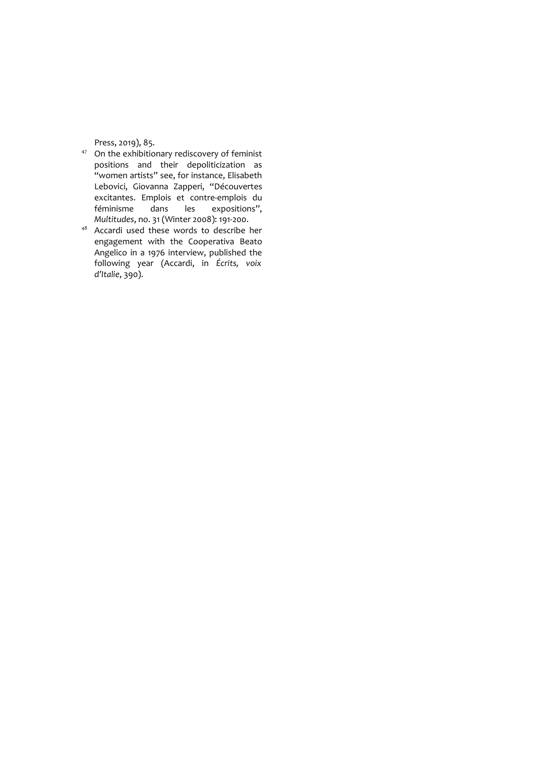Press, 2019), 85.

[47] On the exhibitionary rediscovery of feminist positions and their depoliticization as "women artists" see, for instance, Elisabeth Lebovici, Giovanna Zapperi, "Découvertes excitantes. Emplois et contre-emplois du féminisme dans les expositions", *Multitudes*, no. 31 (Winter 2008): 191-200.

[48] Accardi used these words to describe her engagement with the Cooperativa Beato Angelico in a 1976 interview, published the following year (Accardi, in *Écrits, voix d'Italie*, 390).